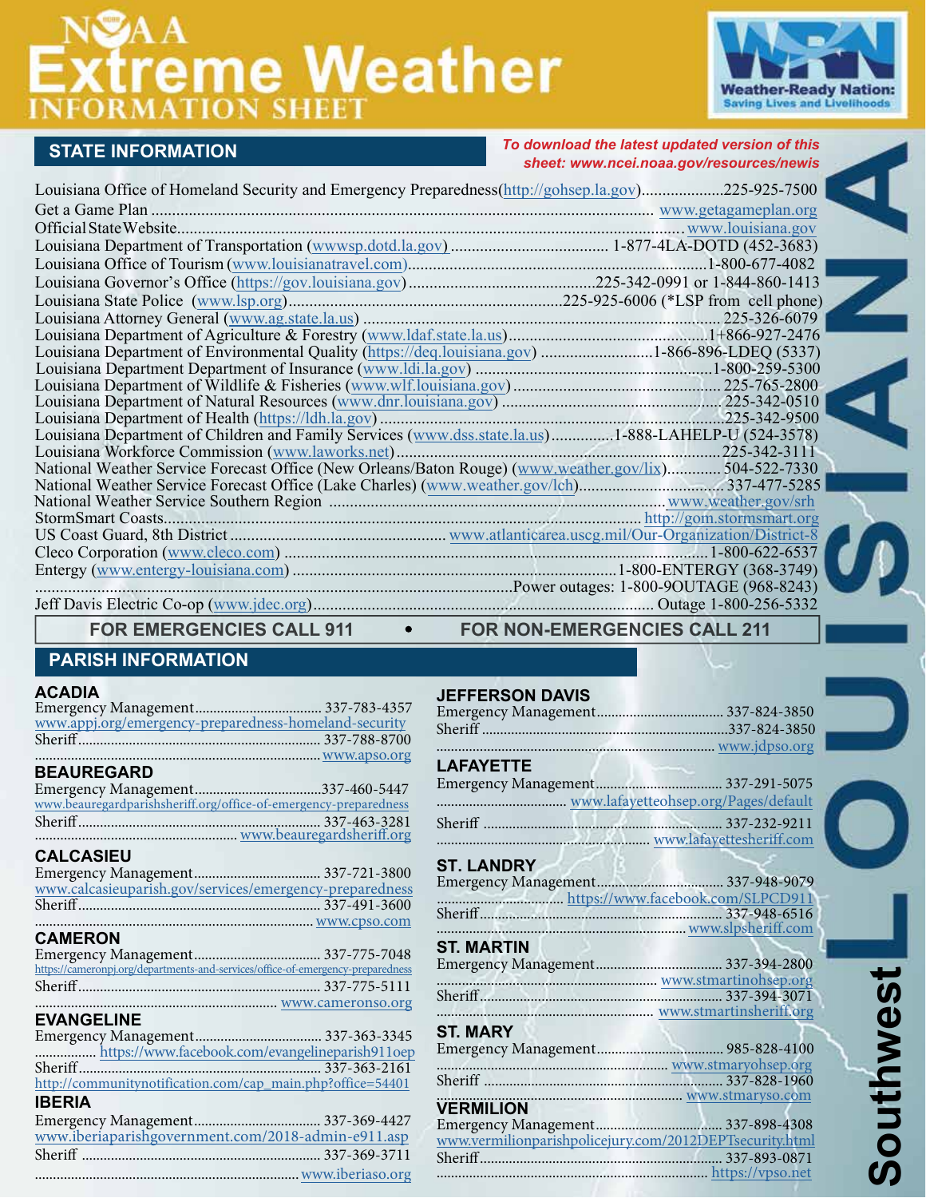# NOAA Extreme Weather INFORMATION SHEET

Weather-Ready Nation: Saving Lives and Livelihoods

## STATE INFORMATION

*To download the latest updated version of this sheet: www.ncei.noaa.gov/resources/newis*

Louisiana Office of Homeland Security and Emergency Preparedness(http://gohsep.la.gov)....................225-925-7500
Get a Game Plan ........ www.getagameplan.org
Official State Website........ www.louisiana.gov
Louisiana Department of Transportation (wwwsp.dotd.la.gov)........ 1-877-4LA-DOTD (452-3683)
Louisiana Office of Tourism (www.louisianatravel.com)........1-800-677-4082
Louisiana Governor's Office (https://gov.louisiana.gov)........225-342-0991 or 1-844-860-1413
Louisiana State Police (www.lsp.org)........225-925-6006 (*LSP from cell phone)
Louisiana Attorney General (www.ag.state.la.us)........ 225-326-6079
Louisiana Department of Agriculture & Forestry (www.ldaf.state.la.us)........1+866-927-2476
Louisiana Department of Environmental Quality (https://deq.louisiana.gov)........1-866-896-LDEQ (5337)
Louisiana Department Department of Insurance (www.ldi.la.gov)........1-800-259-5300
Louisiana Department of Wildlife & Fisheries (www.wlf.louisiana.gov)........ 225-765-2800
Louisiana Department of Natural Resources (www.dnr.louisiana.gov)........225-342-0510
Louisiana Department of Health (https://ldh.la.gov)........225-342-9500
Louisiana Department of Children and Family Services (www.dss.state.la.us)........1-888-LAHELP-U (524-3578)
Louisiana Workforce Commission (www.laworks.net)........225-342-3111
National Weather Service Forecast Office (New Orleans/Baton Rouge) (www.weather.gov/lix)........ 504-522-7330
National Weather Service Forecast Office (Lake Charles) (www.weather.gov/lch)........337-477-5285
National Weather Service Southern Region ........ www.weather.gov/srh
StormSmart Coasts........ http://gom.stormsmart.org
US Coast Guard, 8th District ........ www.atlanticarea.uscg.mil/Our-Organization/District-8
Cleco Corporation (www.cleco.com) ........1-800-622-6537
Entergy (www.entergy-louisiana.com) ........1-800-ENTERGY (368-3749)
........Power outages: 1-800-9OUTAGE (968-8243)
Jeff Davis Electric Co-op (www.jdec.org)........ Outage 1-800-256-5332

**FOR EMERGENCIES CALL 911 • FOR NON-EMERGENCIES CALL 211**

## PARISH INFORMATION

### ACADIA
Emergency Management........ 337-783-4357
www.appj.org/emergency-preparedness-homeland-security
Sheriff........ 337-788-8700
........ www.apso.org

### BEAUREGARD
Emergency Management........337-460-5447
www.beauregardparishsheriff.org/office-of-emergency-preparedness
Sheriff........ 337-463-3281
........ www.beauregardsheriff.org

### CALCASIEU
Emergency Management........ 337-721-3800
www.calcasieuparish.gov/services/emergency-preparedness
Sheriff........ 337-491-3600
........ www.cpso.com

### CAMERON
Emergency Management........ 337-775-7048
https://cameronpj.org/departments-and-services/office-of-emergency-preparedness
Sheriff........ 337-775-5111
........ www.cameronso.org

### EVANGELINE
Emergency Management........ 337-363-3345
........ https://www.facebook.com/evangelineparish911oep
Sheriff........ 337-363-2161
http://communitynotification.com/cap_main.php?office=54401

### IBERIA
Emergency Management........ 337-369-4427
www.iberiaparishgovernment.com/2018-admin-e911.asp
Sheriff ........ 337-369-3711
........ www.iberiaso.org

### JEFFERSON DAVIS
Emergency Management........ 337-824-3850
Sheriff ........337-824-3850
........ www.jdpso.org

### LAFAYETTE
Emergency Management........ 337-291-5075
........ www.lafayetteohsep.org/Pages/default
Sheriff ........ 337-232-9211
........ www.lafayettesheriff.com

### ST. LANDRY
Emergency Management........ 337-948-9079
........ https://www.facebook.com/SLPCD911
Sheriff........ 337-948-6516
........ www.slpsheriff.com

### ST. MARTIN
Emergency Management........ 337-394-2800
........ www.stmartinohsep.org
Sheriff........ 337-394-3071
........ www.stmartinsheriff.org

### ST. MARY
Emergency Management........ 985-828-4100
........ www.stmaryohsep.org
Sheriff ........ 337-828-1960
........ www.stmaryso.com

### VERMILION
Emergency Management........ 337-898-4308
www.vermilionparishpolicejury.com/2012DEPTsecurity.html
Sheriff........ 337-893-0871
........ https://vpso.net

LOUISIANA Southwest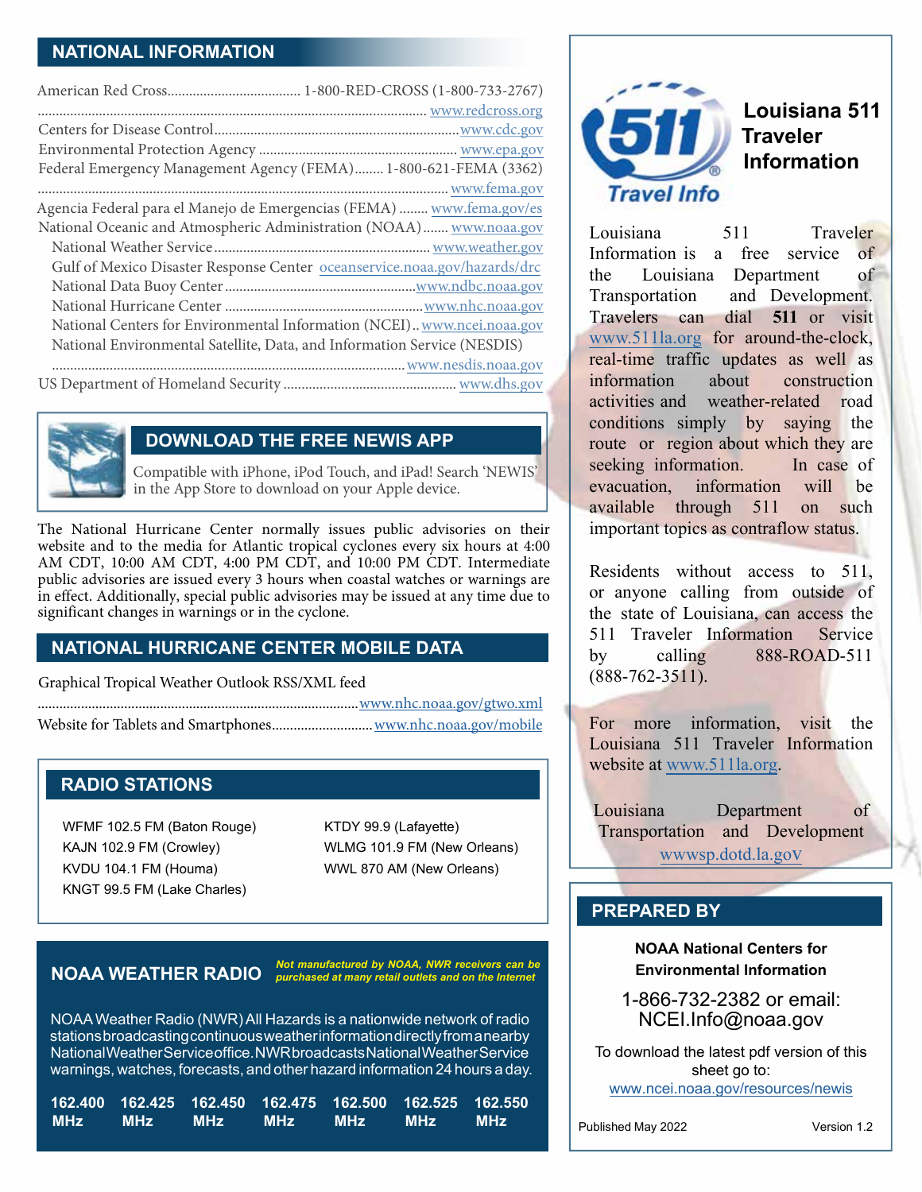## NATIONAL INFORMATION

American Red Cross..................................... 1-800-RED-CROSS (1-800-733-2767)
........................................................................................................... www.redcross.org
Centers for Disease Control.................................................................www.cdc.gov
Environmental Protection Agency ....................................................... www.epa.gov
Federal Emergency Management Agency (FEMA)........ 1-800-621-FEMA (3362)
................................................................................................................. www.fema.gov
Agencia Federal para el Manejo de Emergencias (FEMA) ........ www.fema.gov/es
National Oceanic and Atmospheric Administration (NOAA)....... www.noaa.gov
National Weather Service............................................................ www.weather.gov
Gulf of Mexico Disaster Response Center oceanservice.noaa.gov/hazards/drc
National Data Buoy Center.....................................................www.ndbc.noaa.gov
National Hurricane Center .......................................................www.nhc.noaa.gov
National Centers for Environmental Information (NCEI)..www.ncei.noaa.gov
National Environmental Satellite, Data, and Information Service (NESDIS)
.................................................................................................www.nesdis.noaa.gov
US Department of Homeland Security ................................................ www.dhs.gov

## DOWNLOAD THE FREE NEWIS APP

Compatible with iPhone, iPod Touch, and iPad! Search 'NEWIS' in the App Store to download on your Apple device.

The National Hurricane Center normally issues public advisories on their website and to the media for Atlantic tropical cyclones every six hours at 4:00 AM CDT, 10:00 AM CDT, 4:00 PM CDT, and 10:00 PM CDT. Intermediate public advisories are issued every 3 hours when coastal watches or warnings are in effect. Additionally, special public advisories may be issued at any time due to significant changes in warnings or in the cyclone.

## NATIONAL HURRICANE CENTER MOBILE DATA

Graphical Tropical Weather Outlook RSS/XML feed
........................................................................................www.nhc.noaa.gov/gtwo.xml
Website for Tablets and Smartphones............................www.nhc.noaa.gov/mobile

## RADIO STATIONS

- WFMF 102.5 FM (Baton Rouge)
- KAJN 102.9 FM (Crowley)
- KVDU 104.1 FM (Houma)
- KNGT 99.5 FM (Lake Charles)
- KTDY 99.9 (Lafayette)
- WLMG 101.9 FM (New Orleans)
- WWL 870 AM (New Orleans)

## NOAA WEATHER RADIO

*Not manufactured by NOAA, NWR receivers can be purchased at many retail outlets and on the Internet*

NOAA Weather Radio (NWR) All Hazards is a nationwide network of radio stations broadcasting continuous weather information directly from a nearby National Weather Service office. NWR broadcasts National Weather Service warnings, watches, forecasts, and other hazard information 24 hours a day.

**162.400 MHz | 162.425 MHz | 162.450 MHz | 162.475 MHz | 162.500 MHz | 162.525 MHz | 162.550 MHz**

## Louisiana 511 Traveler Information

511 Travel Info

Louisiana 511 Traveler Information is a free service of the Louisiana Department of Transportation and Development. Travelers can dial **511** or visit www.511la.org for around-the-clock, real-time traffic updates as well as information about construction activities and weather-related road conditions simply by saying the route or region about which they are seeking information. In case of evacuation, information will be available through 511 on such important topics as contraflow status.

Residents without access to 511, or anyone calling from outside of the state of Louisiana, can access the 511 Traveler Information Service by calling 888-ROAD-511 (888-762-3511).

For more information, visit the Louisiana 511 Traveler Information website at www.511la.org.

Louisiana Department of Transportation and Development
wwwsp.dotd.la.gov

## PREPARED BY

**NOAA National Centers for Environmental Information**

1-866-732-2382 or email: NCEI.Info@noaa.gov

To download the latest pdf version of this sheet go to:
www.ncei.noaa.gov/resources/newis

Published May 2022 Version 1.2